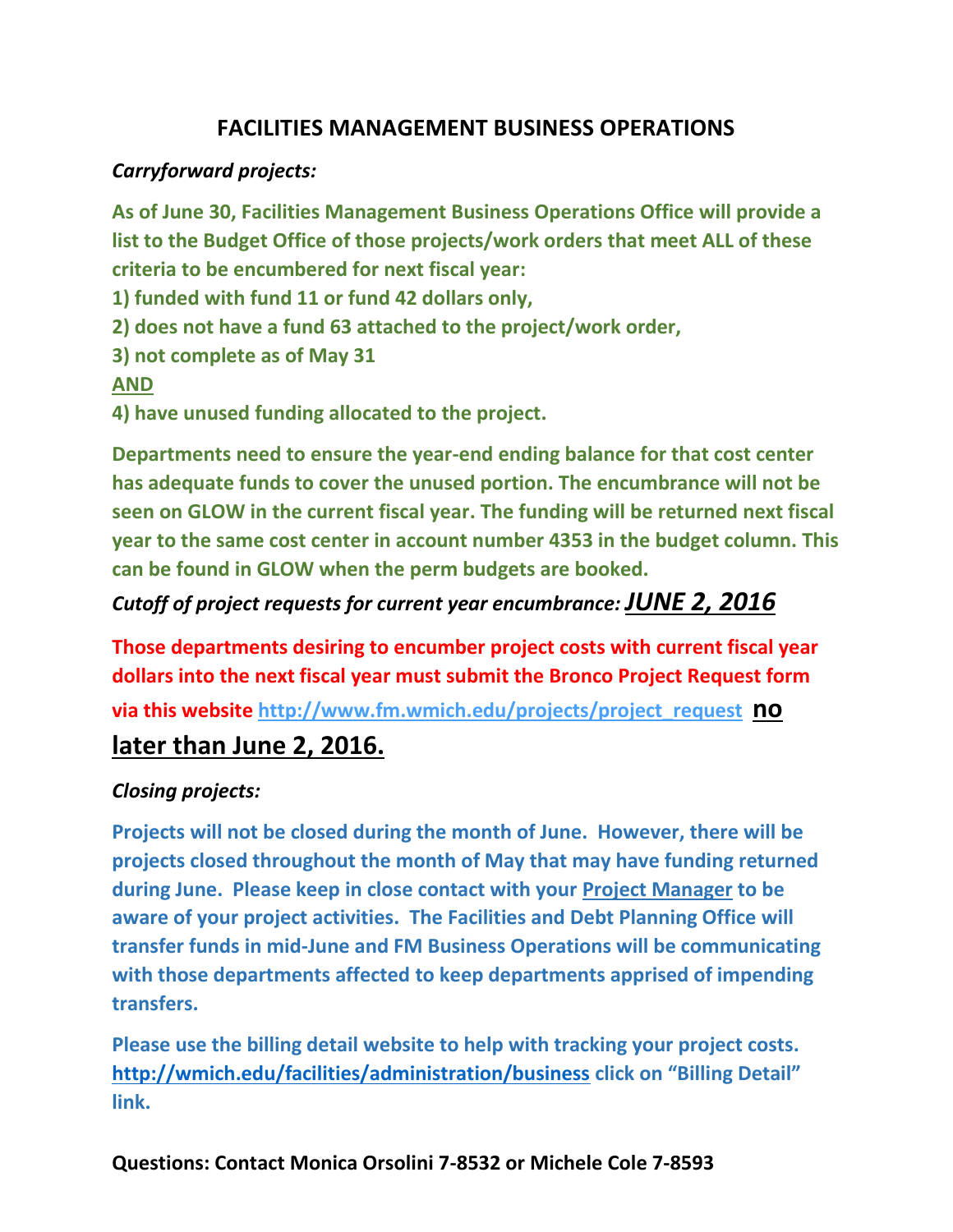# FACILITIES MANAGEMENT BUSINESS OPERATIONS

*Carryforward projects:*

**As of June 30, Facilities Management Business Operations Office will provide a list to the Budget Office of those projects/work orders that meet ALL of these criteria to be encumbered for next fiscal year:**

**1) funded with fund 11 or fund 42 dollars only,**

**2) does not have a fund 63 attached to the project/work order,**

**3) not complete as of May 31**

**AND**

**4) have unused funding allocated to the project.**

**Departments need to ensure the year-end ending balance for that cost center has adequate funds to cover the unused portion. The encumbrance will not be seen on GLOW in the current fiscal year. The funding will be returned next fiscal year to the same cost center in account number 4353 in the budget column. This can be found in GLOW when the perm budgets are booked.**

*Cutoff of project requests for current year encumbrance:* ***JUNE 2, 2016***

**Those departments desiring to encumber project costs with current fiscal year dollars into the next fiscal year must submit the Bronco Project Request form via this website http://www.fm.wmich.edu/projects/project_request no later than June 2, 2016.**

*Closing projects:*

**Projects will not be closed during the month of June. However, there will be projects closed throughout the month of May that may have funding returned during June. Please keep in close contact with your Project Manager to be aware of your project activities. The Facilities and Debt Planning Office will transfer funds in mid-June and FM Business Operations will be communicating with those departments affected to keep departments apprised of impending transfers.**

**Please use the billing detail website to help with tracking your project costs. http://wmich.edu/facilities/administration/business click on "Billing Detail" link.**

**Questions: Contact Monica Orsolini 7-8532 or Michele Cole 7-8593**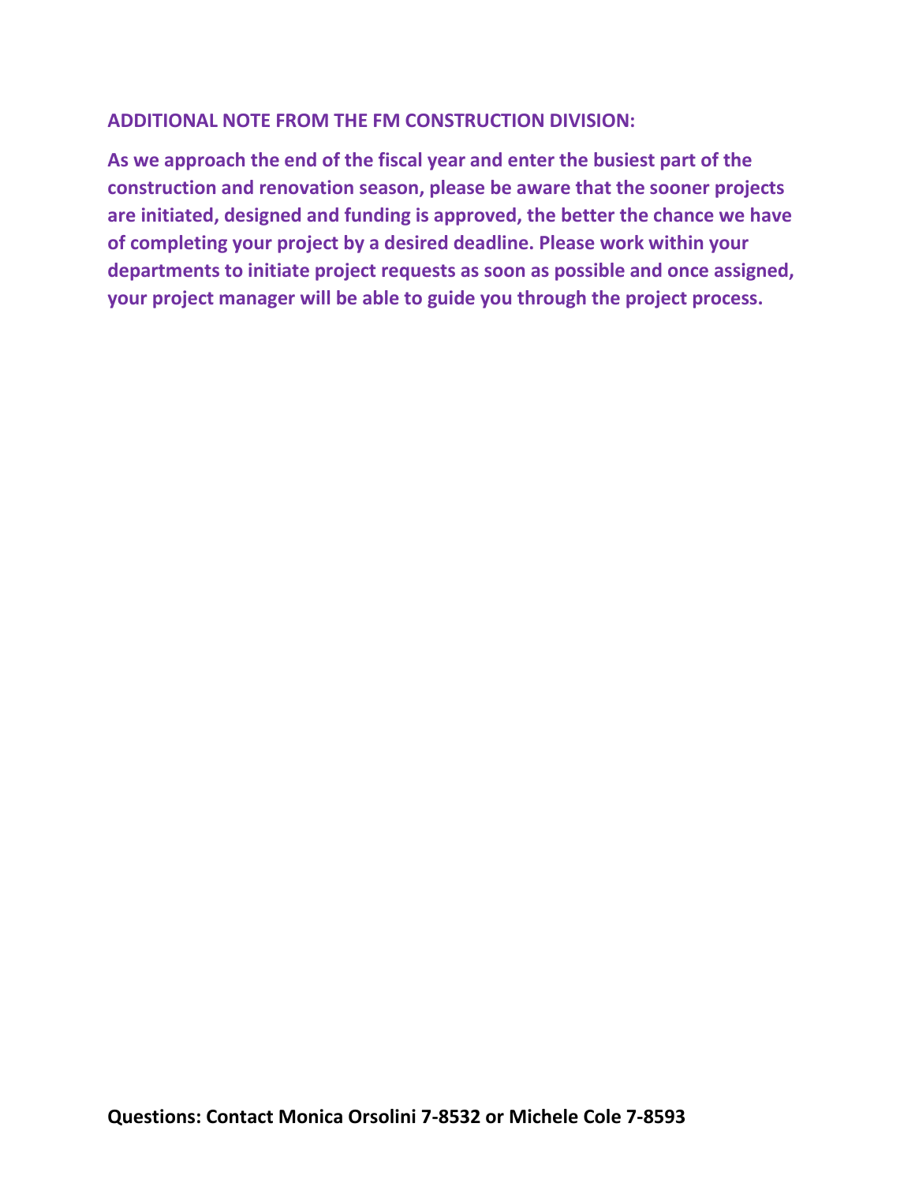**ADDITIONAL NOTE FROM THE FM CONSTRUCTION DIVISION:**

**As we approach the end of the fiscal year and enter the busiest part of the construction and renovation season, please be aware that the sooner projects are initiated, designed and funding is approved, the better the chance we have of completing your project by a desired deadline. Please work within your departments to initiate project requests as soon as possible and once assigned, your project manager will be able to guide you through the project process.**

**Questions: Contact Monica Orsolini 7-8532 or Michele Cole 7-8593**